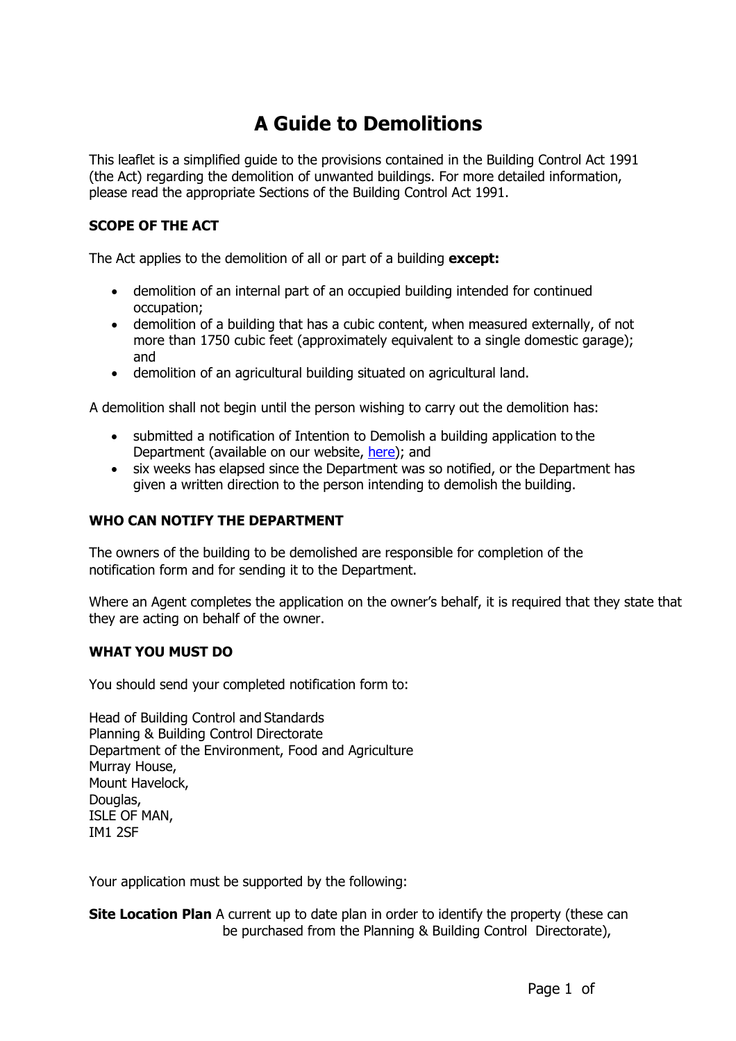# A Guide to Demolitions

This leaflet is a simplified guide to the provisions contained in the Building Control Act 1991 (the Act) regarding the demolition of unwanted buildings. For more detailed information, please read the appropriate Sections of the Building Control Act 1991.

## SCOPE OF THE ACT

The Act applies to the demolition of all or part of a building **except:**

- demolition of an internal part of an occupied building intended for continued occupation;
- demolition of a building that has a cubic content, when measured externally, of not more than 1750 cubic feet (approximately equivalent to a single domestic garage); and
- demolition of an agricultural building situated on agricultural land.

A demolition shall not begin until the person wishing to carry out the demolition has:

- submitted a notification of Intention to Demolish a building application to the Department (available on our website, here); and
- six weeks has elapsed since the Department was so notified, or the Department has given a written direction to the person intending to demolish the building.

## WHO CAN NOTIFY THE DEPARTMENT

The owners of the building to be demolished are responsible for completion of the notification form and for sending it to the Department.

Where an Agent completes the application on the owner's behalf, it is required that they state that they are acting on behalf of the owner.

## WHAT YOU MUST DO

You should send your completed notification form to:

Head of Building Control and Standards
Planning & Building Control Directorate
Department of the Environment, Food and Agriculture
Murray House,
Mount Havelock,
Douglas,
ISLE OF MAN,
IM1 2SF

Your application must be supported by the following:

**Site Location Plan** A current up to date plan in order to identify the property (these can be purchased from the Planning & Building Control Directorate),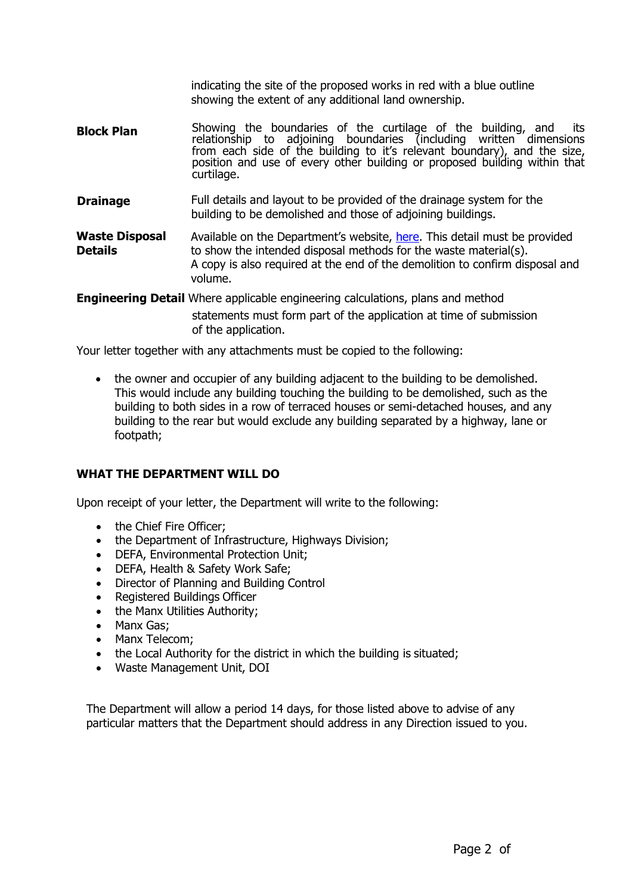indicating the site of the proposed works in red with a blue outline showing the extent of any additional land ownership.

| | |
|---|---|
| **Block Plan** | Showing the boundaries of the curtilage of the building, and its relationship to adjoining boundaries (including written dimensions from each side of the building to it's relevant boundary), and the size, position and use of every other building or proposed building within that curtilage. |
| **Drainage** | Full details and layout to be provided of the drainage system for the building to be demolished and those of adjoining buildings. |
| **Waste Disposal Details** | Available on the Department's website, [here](). This detail must be provided to show the intended disposal methods for the waste material(s). A copy is also required at the end of the demolition to confirm disposal and volume. |
| **Engineering Detail** | Where applicable engineering calculations, plans and method statements must form part of the application at time of submission of the application. |

Your letter together with any attachments must be copied to the following:

- the owner and occupier of any building adjacent to the building to be demolished. This would include any building touching the building to be demolished, such as the building to both sides in a row of terraced houses or semi-detached houses, and any building to the rear but would exclude any building separated by a highway, lane or footpath;

## WHAT THE DEPARTMENT WILL DO

Upon receipt of your letter, the Department will write to the following:

- the Chief Fire Officer;
- the Department of Infrastructure, Highways Division;
- DEFA, Environmental Protection Unit;
- DEFA, Health & Safety Work Safe;
- Director of Planning and Building Control
- Registered Buildings Officer
- the Manx Utilities Authority;
- Manx Gas;
- Manx Telecom;
- the Local Authority for the district in which the building is situated;
- Waste Management Unit, DOI

The Department will allow a period 14 days, for those listed above to advise of any particular matters that the Department should address in any Direction issued to you.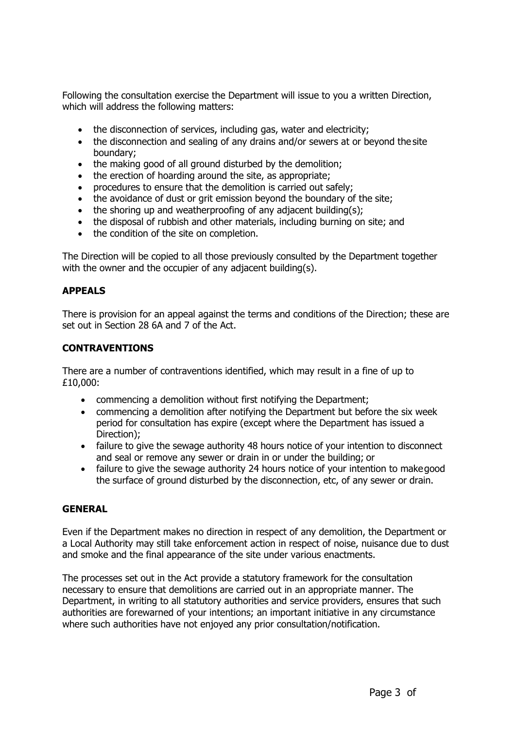Following the consultation exercise the Department will issue to you a written Direction, which will address the following matters:

- the disconnection of services, including gas, water and electricity;
- the disconnection and sealing of any drains and/or sewers at or beyond the site boundary;
- the making good of all ground disturbed by the demolition;
- the erection of hoarding around the site, as appropriate;
- procedures to ensure that the demolition is carried out safely;
- the avoidance of dust or grit emission beyond the boundary of the site;
- the shoring up and weatherproofing of any adjacent building(s);
- the disposal of rubbish and other materials, including burning on site; and
- the condition of the site on completion.

The Direction will be copied to all those previously consulted by the Department together with the owner and the occupier of any adjacent building(s).

## APPEALS

There is provision for an appeal against the terms and conditions of the Direction; these are set out in Section 28 6A and 7 of the Act.

## CONTRAVENTIONS

There are a number of contraventions identified, which may result in a fine of up to £10,000:

- commencing a demolition without first notifying the Department;
- commencing a demolition after notifying the Department but before the six week period for consultation has expire (except where the Department has issued a Direction);
- failure to give the sewage authority 48 hours notice of your intention to disconnect and seal or remove any sewer or drain in or under the building; or
- failure to give the sewage authority 24 hours notice of your intention to make good the surface of ground disturbed by the disconnection, etc, of any sewer or drain.

## GENERAL

Even if the Department makes no direction in respect of any demolition, the Department or a Local Authority may still take enforcement action in respect of noise, nuisance due to dust and smoke and the final appearance of the site under various enactments.

The processes set out in the Act provide a statutory framework for the consultation necessary to ensure that demolitions are carried out in an appropriate manner. The Department, in writing to all statutory authorities and service providers, ensures that such authorities are forewarned of your intentions; an important initiative in any circumstance where such authorities have not enjoyed any prior consultation/notification.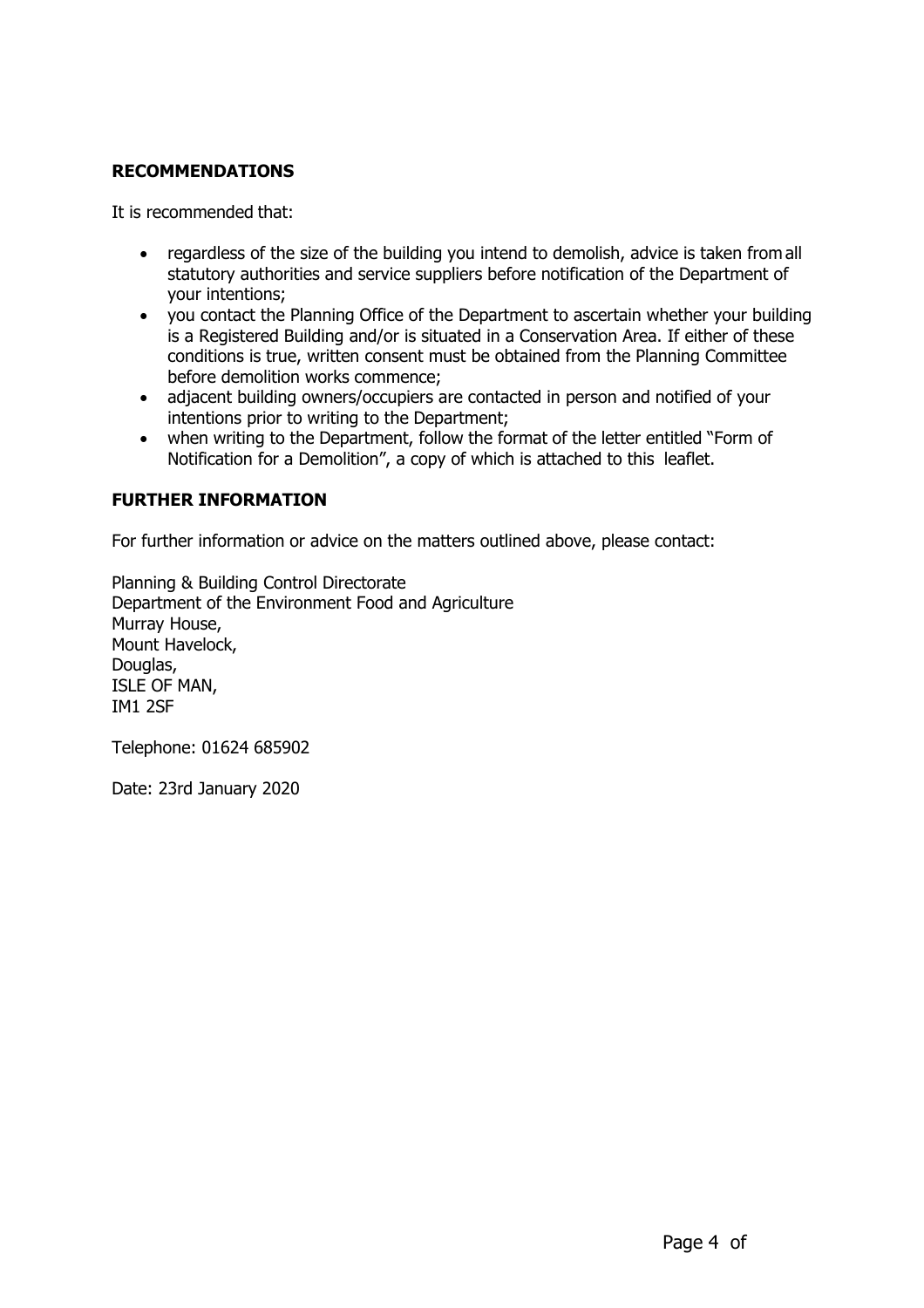## RECOMMENDATIONS

It is recommended that:

- regardless of the size of the building you intend to demolish, advice is taken from all statutory authorities and service suppliers before notification of the Department of your intentions;
- you contact the Planning Office of the Department to ascertain whether your building is a Registered Building and/or is situated in a Conservation Area. If either of these conditions is true, written consent must be obtained from the Planning Committee before demolition works commence;
- adjacent building owners/occupiers are contacted in person and notified of your intentions prior to writing to the Department;
- when writing to the Department, follow the format of the letter entitled "Form of Notification for a Demolition", a copy of which is attached to this leaflet.

## FURTHER INFORMATION

For further information or advice on the matters outlined above, please contact:

Planning & Building Control Directorate
Department of the Environment Food and Agriculture
Murray House,
Mount Havelock,
Douglas,
ISLE OF MAN,
IM1 2SF

Telephone: 01624 685902

Date: 23rd January 2020